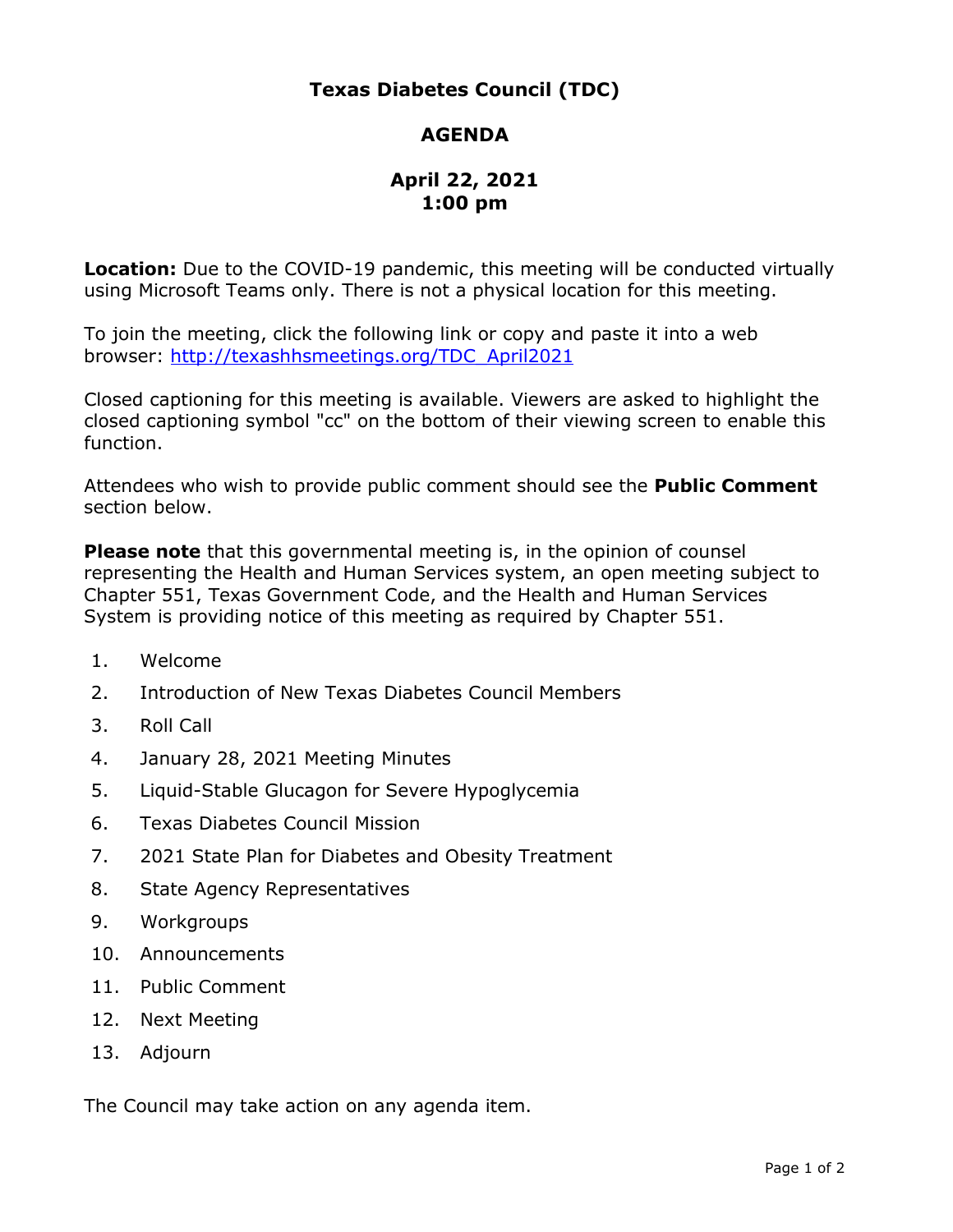# Texas Diabetes Council (TDC)

## AGENDA

### April 22, 2021
### 1:00 pm

**Location:** Due to the COVID-19 pandemic, this meeting will be conducted virtually using Microsoft Teams only. There is not a physical location for this meeting.

To join the meeting, click the following link or copy and paste it into a web browser: [http://texashhsmeetings.org/TDC_April2021](http://texashhsmeetings.org/TDC_April2021)

Closed captioning for this meeting is available. Viewers are asked to highlight the closed captioning symbol "cc" on the bottom of their viewing screen to enable this function.

Attendees who wish to provide public comment should see the **Public Comment** section below.

**Please note** that this governmental meeting is, in the opinion of counsel representing the Health and Human Services system, an open meeting subject to Chapter 551, Texas Government Code, and the Health and Human Services System is providing notice of this meeting as required by Chapter 551.

1. Welcome
2. Introduction of New Texas Diabetes Council Members
3. Roll Call
4. January 28, 2021 Meeting Minutes
5. Liquid-Stable Glucagon for Severe Hypoglycemia
6. Texas Diabetes Council Mission
7. 2021 State Plan for Diabetes and Obesity Treatment
8. State Agency Representatives
9. Workgroups
10. Announcements
11. Public Comment
12. Next Meeting
13. Adjourn

The Council may take action on any agenda item.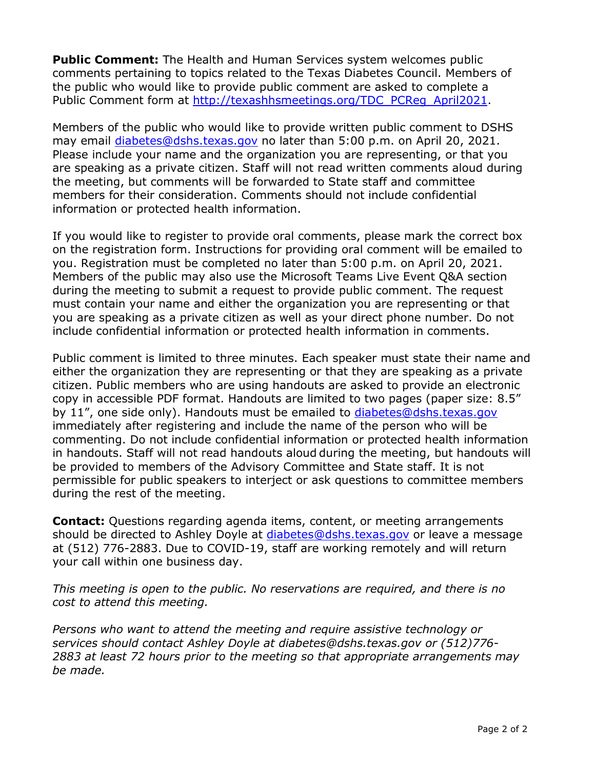**Public Comment:** The Health and Human Services system welcomes public comments pertaining to topics related to the Texas Diabetes Council. Members of the public who would like to provide public comment are asked to complete a Public Comment form at http://texashhsmeetings.org/TDC_PCReg_April2021.

Members of the public who would like to provide written public comment to DSHS may email diabetes@dshs.texas.gov no later than 5:00 p.m. on April 20, 2021. Please include your name and the organization you are representing, or that you are speaking as a private citizen. Staff will not read written comments aloud during the meeting, but comments will be forwarded to State staff and committee members for their consideration. Comments should not include confidential information or protected health information.

If you would like to register to provide oral comments, please mark the correct box on the registration form. Instructions for providing oral comment will be emailed to you. Registration must be completed no later than 5:00 p.m. on April 20, 2021. Members of the public may also use the Microsoft Teams Live Event Q&A section during the meeting to submit a request to provide public comment. The request must contain your name and either the organization you are representing or that you are speaking as a private citizen as well as your direct phone number. Do not include confidential information or protected health information in comments.

Public comment is limited to three minutes. Each speaker must state their name and either the organization they are representing or that they are speaking as a private citizen. Public members who are using handouts are asked to provide an electronic copy in accessible PDF format. Handouts are limited to two pages (paper size: 8.5" by 11", one side only). Handouts must be emailed to diabetes@dshs.texas.gov immediately after registering and include the name of the person who will be commenting. Do not include confidential information or protected health information in handouts. Staff will not read handouts aloud during the meeting, but handouts will be provided to members of the Advisory Committee and State staff. It is not permissible for public speakers to interject or ask questions to committee members during the rest of the meeting.

**Contact:** Questions regarding agenda items, content, or meeting arrangements should be directed to Ashley Doyle at diabetes@dshs.texas.gov or leave a message at (512) 776-2883. Due to COVID-19, staff are working remotely and will return your call within one business day.

*This meeting is open to the public. No reservations are required, and there is no cost to attend this meeting.*

*Persons who want to attend the meeting and require assistive technology or services should contact Ashley Doyle at diabetes@dshs.texas.gov or (512)776-2883 at least 72 hours prior to the meeting so that appropriate arrangements may be made.*